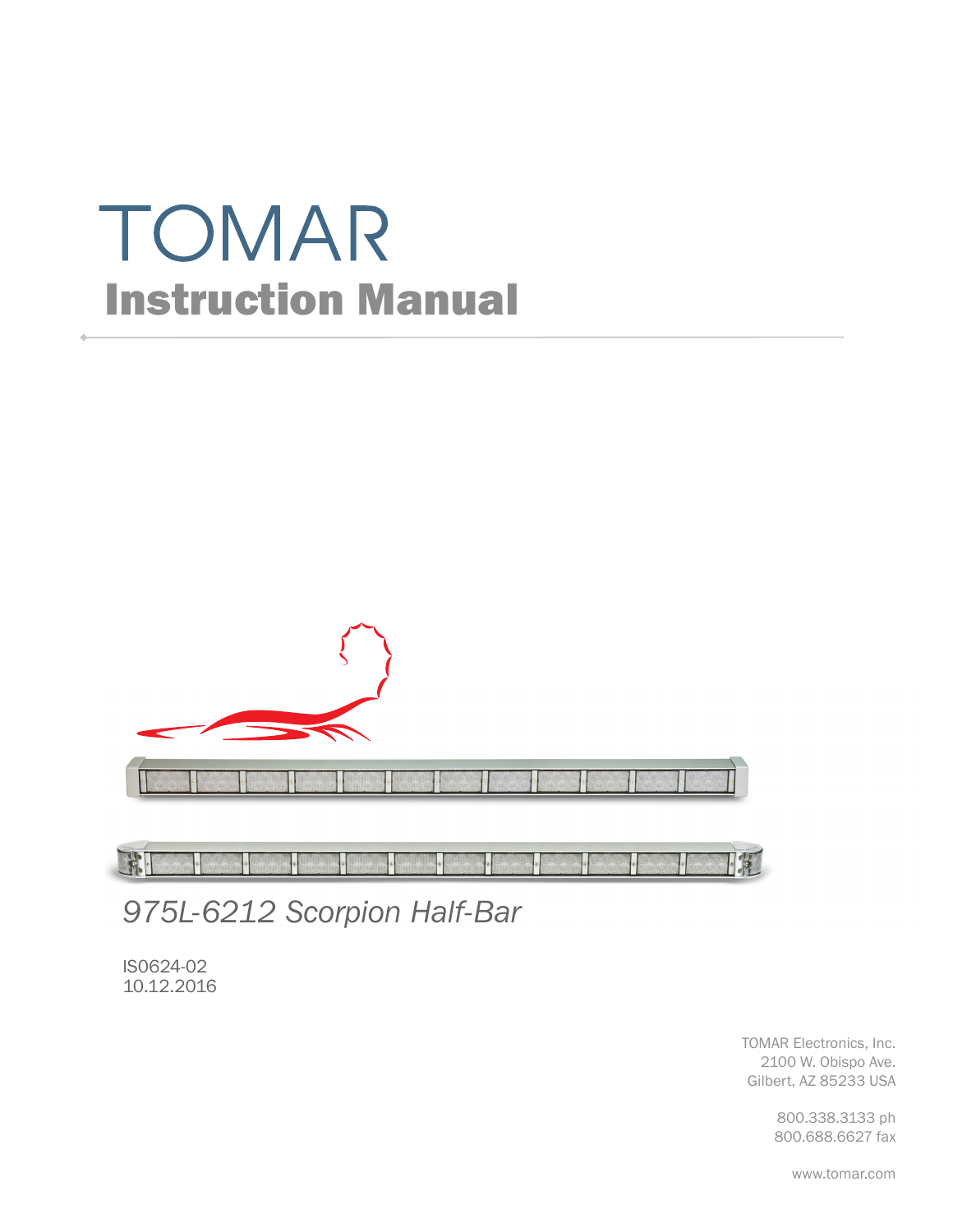# TOMAR

## Instruction Manual

*975L-6212 Scorpion Half-Bar*

IS0624-02
10.12.2016

TOMAR Electronics, Inc.
2100 W. Obispo Ave.
Gilbert, AZ 85233 USA

800.338.3133 ph
800.688.6627 fax

www.tomar.com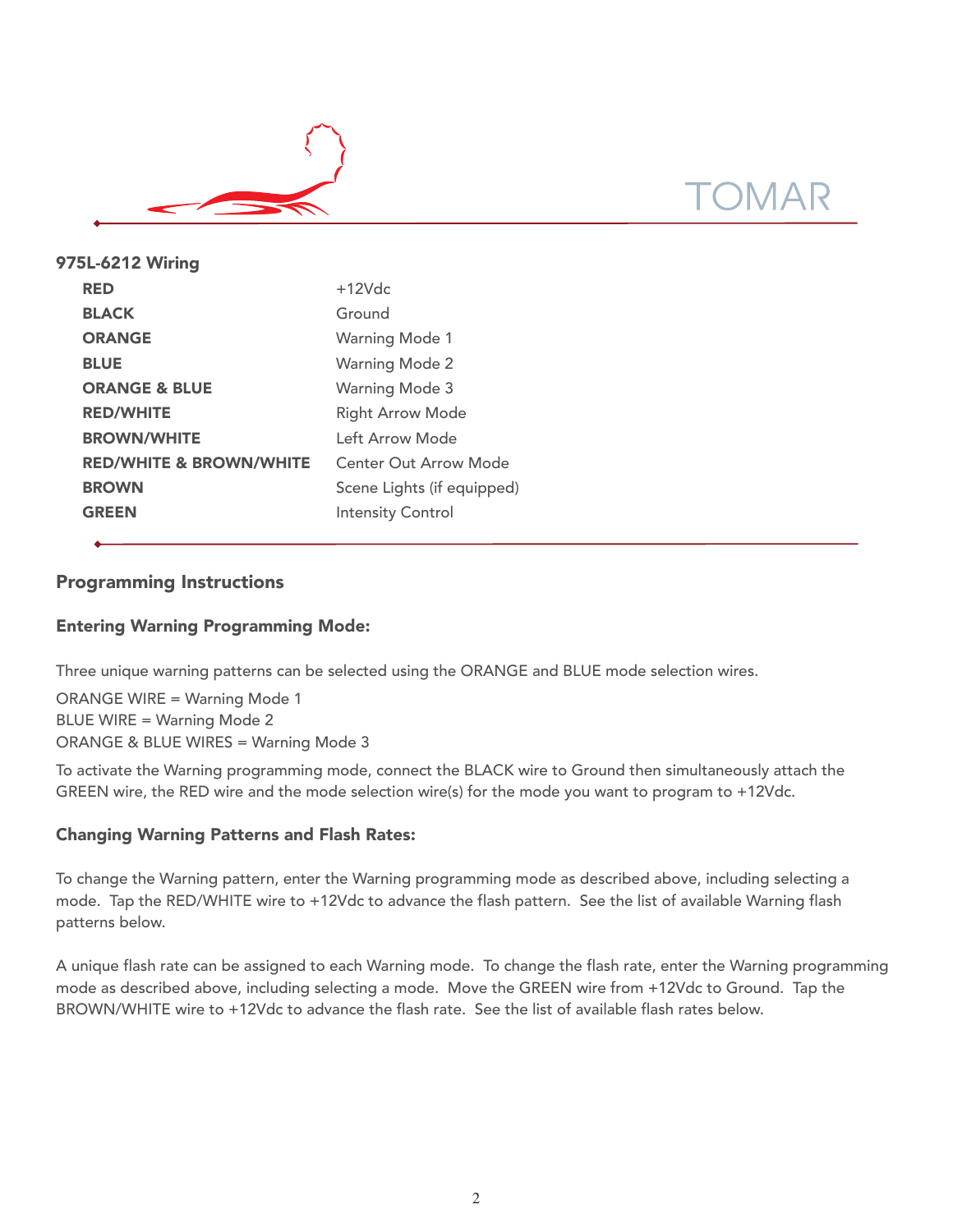## 975L-6212 Wiring

| | |
|---|---|
| **RED** | +12Vdc |
| **BLACK** | Ground |
| **ORANGE** | Warning Mode 1 |
| **BLUE** | Warning Mode 2 |
| **ORANGE & BLUE** | Warning Mode 3 |
| **RED/WHITE** | Right Arrow Mode |
| **BROWN/WHITE** | Left Arrow Mode |
| **RED/WHITE & BROWN/WHITE** | Center Out Arrow Mode |
| **BROWN** | Scene Lights (if equipped) |
| **GREEN** | Intensity Control |

## Programming Instructions

### Entering Warning Programming Mode:

Three unique warning patterns can be selected using the ORANGE and BLUE mode selection wires.

ORANGE WIRE = Warning Mode 1
BLUE WIRE = Warning Mode 2
ORANGE & BLUE WIRES = Warning Mode 3

To activate the Warning programming mode, connect the BLACK wire to Ground then simultaneously attach the GREEN wire, the RED wire and the mode selection wire(s) for the mode you want to program to +12Vdc.

### Changing Warning Patterns and Flash Rates:

To change the Warning pattern, enter the Warning programming mode as described above, including selecting a mode. Tap the RED/WHITE wire to +12Vdc to advance the flash pattern. See the list of available Warning flash patterns below.

A unique flash rate can be assigned to each Warning mode. To change the flash rate, enter the Warning programming mode as described above, including selecting a mode. Move the GREEN wire from +12Vdc to Ground. Tap the BROWN/WHITE wire to +12Vdc to advance the flash rate. See the list of available flash rates below.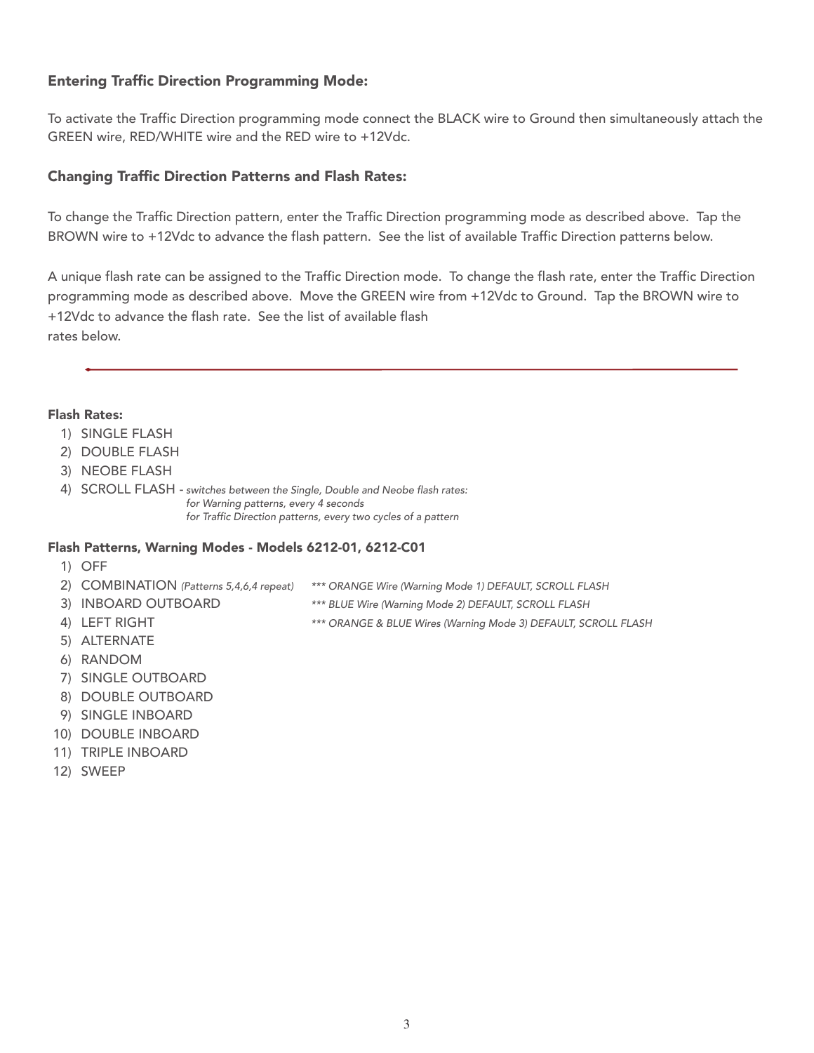### Entering Traffic Direction Programming Mode:

To activate the Traffic Direction programming mode connect the BLACK wire to Ground then simultaneously attach the GREEN wire, RED/WHITE wire and the RED wire to +12Vdc.

### Changing Traffic Direction Patterns and Flash Rates:

To change the Traffic Direction pattern, enter the Traffic Direction programming mode as described above. Tap the BROWN wire to +12Vdc to advance the flash pattern. See the list of available Traffic Direction patterns below.

A unique flash rate can be assigned to the Traffic Direction mode. To change the flash rate, enter the Traffic Direction programming mode as described above. Move the GREEN wire from +12Vdc to Ground. Tap the BROWN wire to +12Vdc to advance the flash rate. See the list of available flash rates below.

---

**Flash Rates:**

1) SINGLE FLASH
2) DOUBLE FLASH
3) NEOBE FLASH
4) SCROLL FLASH - *switches between the Single, Double and Neobe flash rates:*
   *for Warning patterns, every 4 seconds*
   *for Traffic Direction patterns, every two cycles of a pattern*

**Flash Patterns, Warning Modes - Models 6212-01, 6212-C01**

1) OFF
2) COMBINATION *(Patterns 5,4,6,4 repeat)* *\*\*\* ORANGE Wire (Warning Mode 1) DEFAULT, SCROLL FLASH*
3) INBOARD OUTBOARD *\*\*\* BLUE Wire (Warning Mode 2) DEFAULT, SCROLL FLASH*
4) LEFT RIGHT *\*\*\* ORANGE & BLUE Wires (Warning Mode 3) DEFAULT, SCROLL FLASH*
5) ALTERNATE
6) RANDOM
7) SINGLE OUTBOARD
8) DOUBLE OUTBOARD
9) SINGLE INBOARD
10) DOUBLE INBOARD
11) TRIPLE INBOARD
12) SWEEP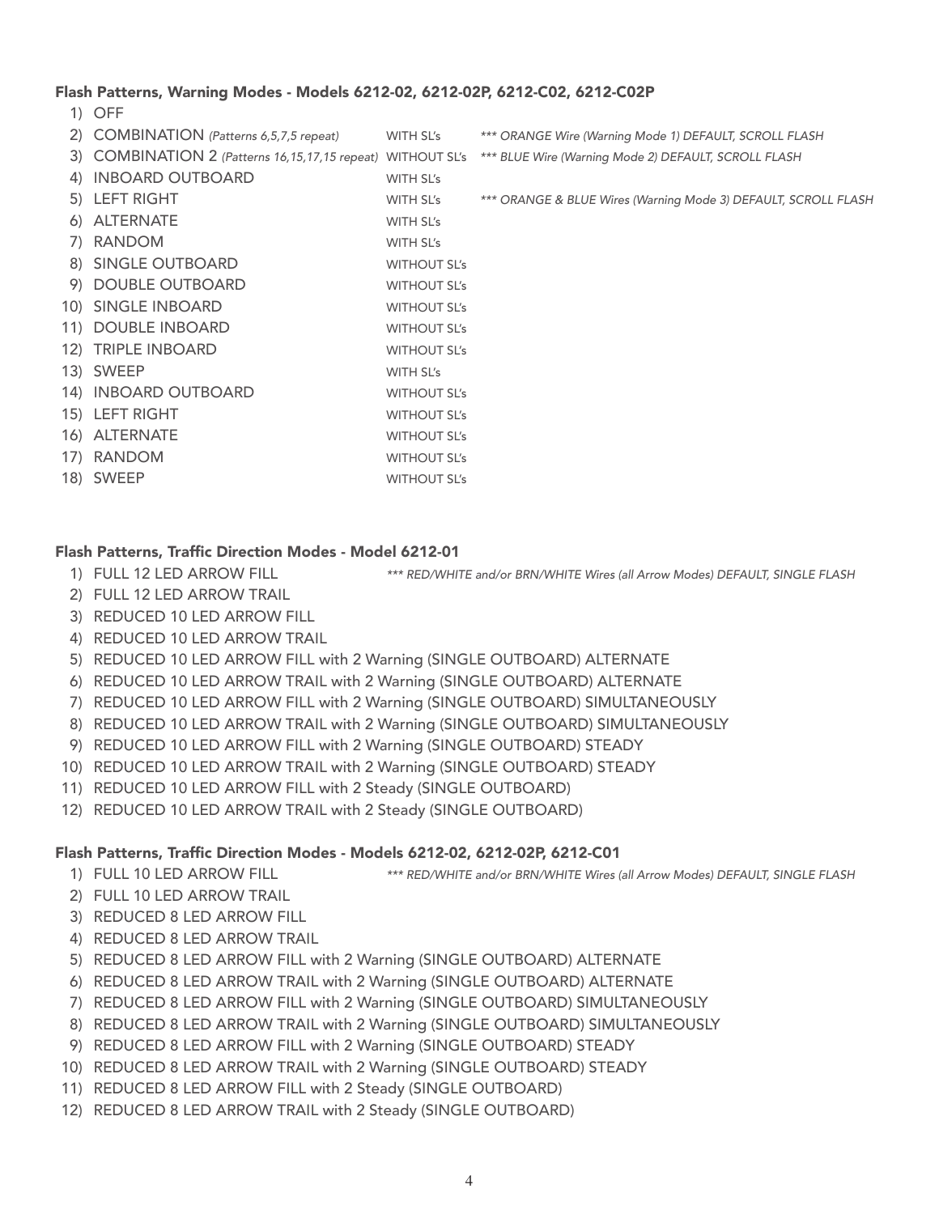### Flash Patterns, Warning Modes - Models 6212-02, 6212-02P, 6212-C02, 6212-C02P

| | Pattern | SL's | Notes |
|---|---|---|---|
| 1) | OFF | | |
| 2) | COMBINATION *(Patterns 6,5,7,5 repeat)* | WITH SL's | *\*\*\* ORANGE Wire (Warning Mode 1) DEFAULT, SCROLL FLASH* |
| 3) | COMBINATION 2 *(Patterns 16,15,17,15 repeat)* | WITHOUT SL's | *\*\*\* BLUE Wire (Warning Mode 2) DEFAULT, SCROLL FLASH* |
| 4) | INBOARD OUTBOARD | WITH SL's | |
| 5) | LEFT RIGHT | WITH SL's | *\*\*\* ORANGE & BLUE Wires (Warning Mode 3) DEFAULT, SCROLL FLASH* |
| 6) | ALTERNATE | WITH SL's | |
| 7) | RANDOM | WITH SL's | |
| 8) | SINGLE OUTBOARD | WITHOUT SL's | |
| 9) | DOUBLE OUTBOARD | WITHOUT SL's | |
| 10) | SINGLE INBOARD | WITHOUT SL's | |
| 11) | DOUBLE INBOARD | WITHOUT SL's | |
| 12) | TRIPLE INBOARD | WITHOUT SL's | |
| 13) | SWEEP | WITH SL's | |
| 14) | INBOARD OUTBOARD | WITHOUT SL's | |
| 15) | LEFT RIGHT | WITHOUT SL's | |
| 16) | ALTERNATE | WITHOUT SL's | |
| 17) | RANDOM | WITHOUT SL's | |
| 18) | SWEEP | WITHOUT SL's | |

### Flash Patterns, Traffic Direction Modes - Model 6212-01

1) FULL 12 LED ARROW FILL *\*\*\* RED/WHITE and/or BRN/WHITE Wires (all Arrow Modes) DEFAULT, SINGLE FLASH*
2) FULL 12 LED ARROW TRAIL
3) REDUCED 10 LED ARROW FILL
4) REDUCED 10 LED ARROW TRAIL
5) REDUCED 10 LED ARROW FILL with 2 Warning (SINGLE OUTBOARD) ALTERNATE
6) REDUCED 10 LED ARROW TRAIL with 2 Warning (SINGLE OUTBOARD) ALTERNATE
7) REDUCED 10 LED ARROW FILL with 2 Warning (SINGLE OUTBOARD) SIMULTANEOUSLY
8) REDUCED 10 LED ARROW TRAIL with 2 Warning (SINGLE OUTBOARD) SIMULTANEOUSLY
9) REDUCED 10 LED ARROW FILL with 2 Warning (SINGLE OUTBOARD) STEADY
10) REDUCED 10 LED ARROW TRAIL with 2 Warning (SINGLE OUTBOARD) STEADY
11) REDUCED 10 LED ARROW FILL with 2 Steady (SINGLE OUTBOARD)
12) REDUCED 10 LED ARROW TRAIL with 2 Steady (SINGLE OUTBOARD)

### Flash Patterns, Traffic Direction Modes - Models 6212-02, 6212-02P, 6212-C01

1) FULL 10 LED ARROW FILL *\*\*\* RED/WHITE and/or BRN/WHITE Wires (all Arrow Modes) DEFAULT, SINGLE FLASH*
2) FULL 10 LED ARROW TRAIL
3) REDUCED 8 LED ARROW FILL
4) REDUCED 8 LED ARROW TRAIL
5) REDUCED 8 LED ARROW FILL with 2 Warning (SINGLE OUTBOARD) ALTERNATE
6) REDUCED 8 LED ARROW TRAIL with 2 Warning (SINGLE OUTBOARD) ALTERNATE
7) REDUCED 8 LED ARROW FILL with 2 Warning (SINGLE OUTBOARD) SIMULTANEOUSLY
8) REDUCED 8 LED ARROW TRAIL with 2 Warning (SINGLE OUTBOARD) SIMULTANEOUSLY
9) REDUCED 8 LED ARROW FILL with 2 Warning (SINGLE OUTBOARD) STEADY
10) REDUCED 8 LED ARROW TRAIL with 2 Warning (SINGLE OUTBOARD) STEADY
11) REDUCED 8 LED ARROW FILL with 2 Steady (SINGLE OUTBOARD)
12) REDUCED 8 LED ARROW TRAIL with 2 Steady (SINGLE OUTBOARD)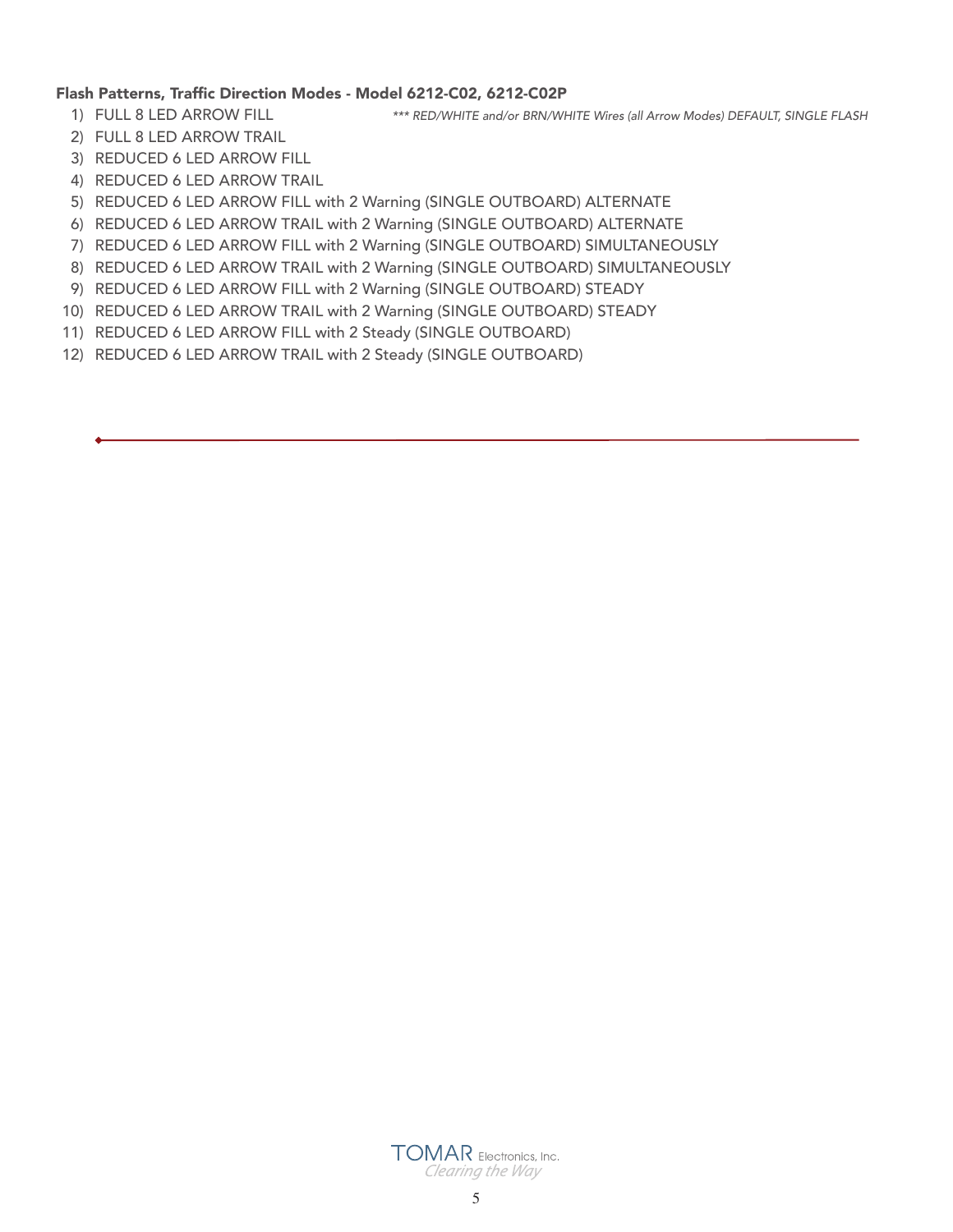### Flash Patterns, Traffic Direction Modes - Model 6212-C02, 6212-C02P

1) FULL 8 LED ARROW FILL *** RED/WHITE and/or BRN/WHITE Wires (all Arrow Modes) DEFAULT, SINGLE FLASH*
2) FULL 8 LED ARROW TRAIL
3) REDUCED 6 LED ARROW FILL
4) REDUCED 6 LED ARROW TRAIL
5) REDUCED 6 LED ARROW FILL with 2 Warning (SINGLE OUTBOARD) ALTERNATE
6) REDUCED 6 LED ARROW TRAIL with 2 Warning (SINGLE OUTBOARD) ALTERNATE
7) REDUCED 6 LED ARROW FILL with 2 Warning (SINGLE OUTBOARD) SIMULTANEOUSLY
8) REDUCED 6 LED ARROW TRAIL with 2 Warning (SINGLE OUTBOARD) SIMULTANEOUSLY
9) REDUCED 6 LED ARROW FILL with 2 Warning (SINGLE OUTBOARD) STEADY
10) REDUCED 6 LED ARROW TRAIL with 2 Warning (SINGLE OUTBOARD) STEADY
11) REDUCED 6 LED ARROW FILL with 2 Steady (SINGLE OUTBOARD)
12) REDUCED 6 LED ARROW TRAIL with 2 Steady (SINGLE OUTBOARD)

---

TOMAR Electronics, Inc.
*Clearing the Way*